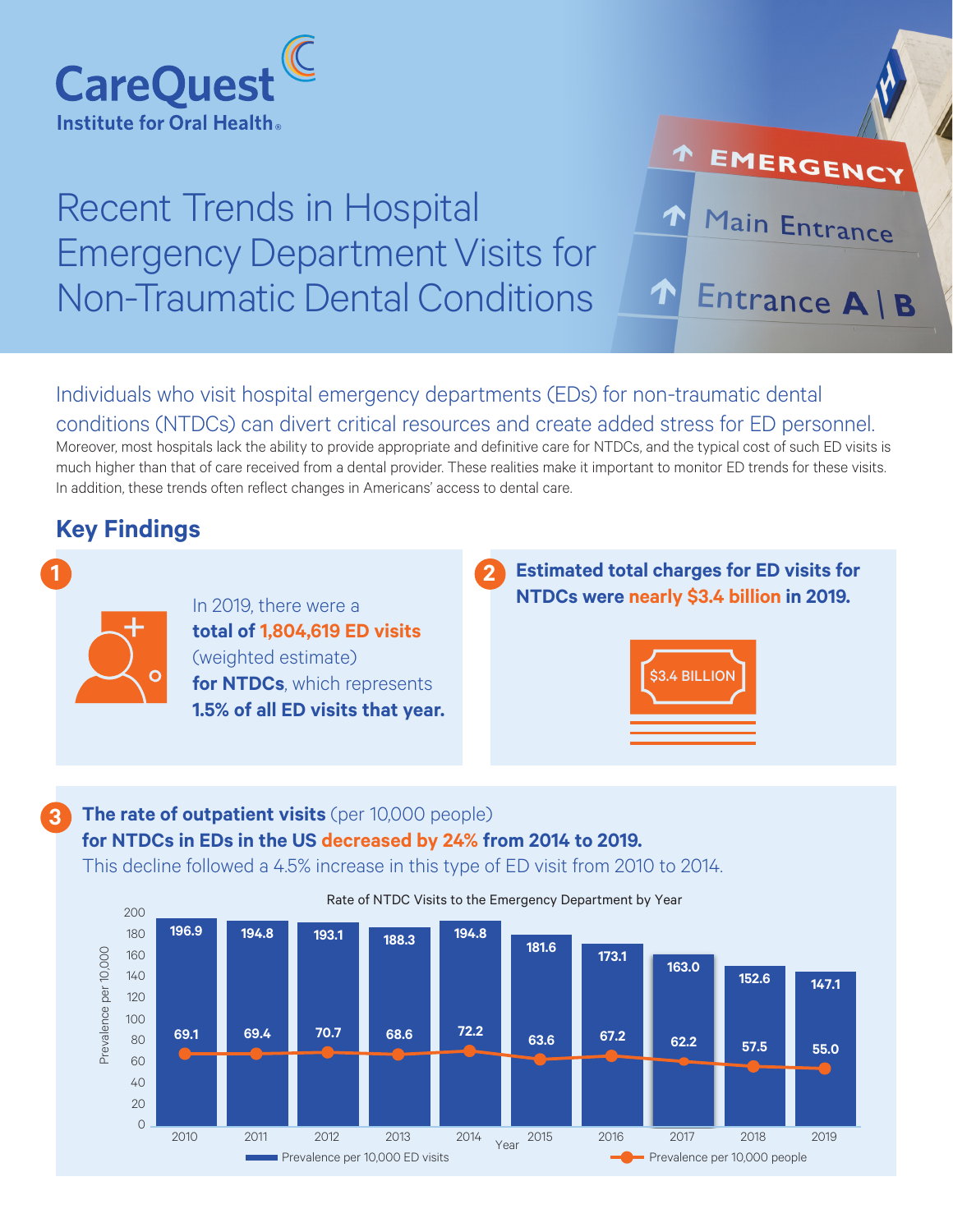CareQuest Institute for Oral Health®

# Recent Trends in Hospital Emergency Department Visits for Non-Traumatic Dental Conditions

Individuals who visit hospital emergency departments (EDs) for non-traumatic dental conditions (NTDCs) can divert critical resources and create added stress for ED personnel. Moreover, most hospitals lack the ability to provide appropriate and definitive care for NTDCs, and the typical cost of such ED visits is much higher than that of care received from a dental provider. These realities make it important to monitor ED trends for these visits. In addition, these trends often reflect changes in Americans' access to dental care.

## Key Findings

**1** In 2019, there were a **total of 1,804,619 ED visits** (weighted estimate) **for NTDCs**, which represents **1.5% of all ED visits that year.**

**2** **Estimated total charges for ED visits for NTDCs were nearly $3.4 billion in 2019.**

$3.4 BILLION

**3** **The rate of outpatient visits** (per 10,000 people) **for NTDCs in EDs in the US decreased by 24% from 2014 to 2019.** This decline followed a 4.5% increase in this type of ED visit from 2010 to 2014.

Rate of NTDC Visits to the Emergency Department by Year

| Year | Prevalence per 10,000 ED visits | Prevalence per 10,000 people |
|---|---|---|
| 2010 | 196.9 | 69.1 |
| 2011 | 194.8 | 69.4 |
| 2012 | 193.1 | 70.7 |
| 2013 | 188.3 | 68.6 |
| 2014 | 194.8 | 72.2 |
| 2015 | 181.6 | 63.6 |
| 2016 | 173.1 | 67.2 |
| 2017 | 163.0 | 62.2 |
| 2018 | 152.6 | 57.5 |
| 2019 | 147.1 | 55.0 |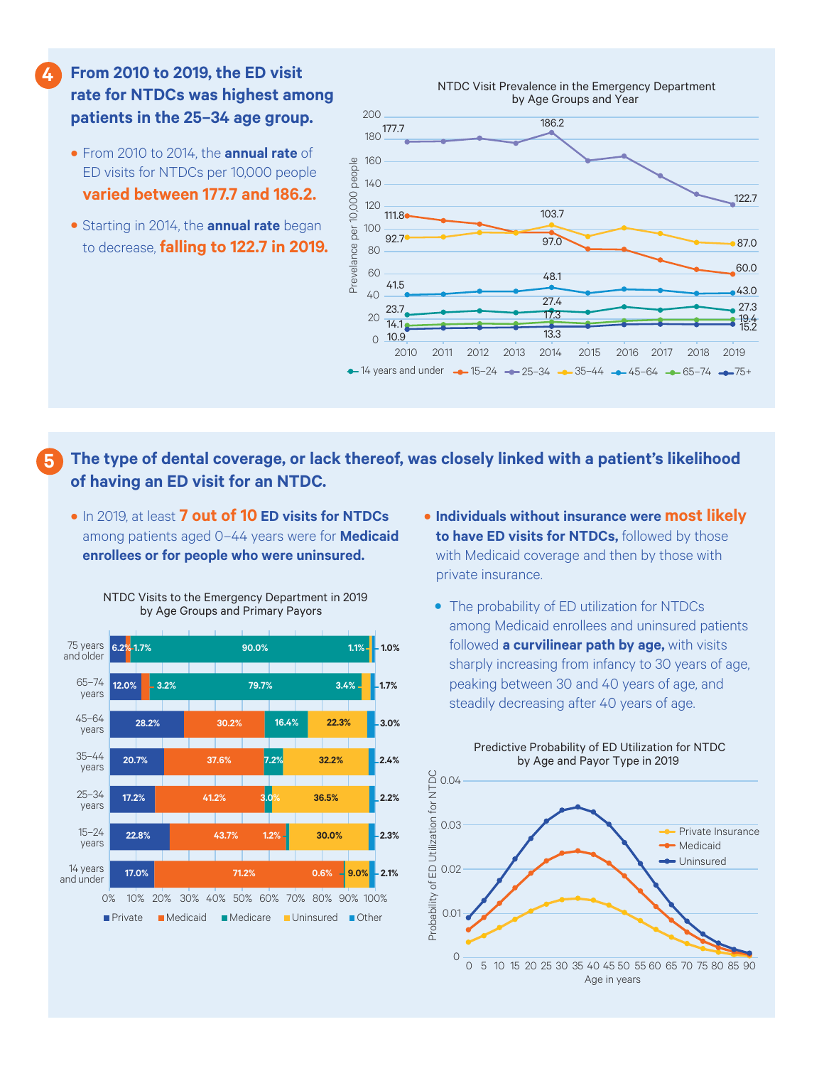## 4 From 2010 to 2019, the ED visit rate for NTDCs was highest among patients in the 25–34 age group.

- From 2010 to 2014, the **annual rate** of ED visits for NTDCs per 10,000 people **varied between 177.7 and 186.2.**
- Starting in 2014, the **annual rate** began to decrease, **falling to 122.7 in 2019.**

NTDC Visit Prevalence in the Emergency Department by Age Groups and Year

| Age group | 2010 | 2014 | 2019 |
|---|---|---|---|
| 14 years and under | 23.7 | 27.4 | 27.3 |
| 15–24 | 111.8 | 97.0 | 60.0 |
| 25–34 | 177.7 | 186.2 | 122.7 |
| 35–44 | 92.7 | 103.7 | 87.0 |
| 45–64 | 41.5 | 48.1 | 43.0 |
| 65–74 | 14.1 | 17.3 | 19.4 |
| 75+ | 10.9 | 13.3 | 15.2 |

## 5 The type of dental coverage, or lack thereof, was closely linked with a patient's likelihood of having an ED visit for an NTDC.

- In 2019, at least **7 out of 10 ED visits for NTDCs** among patients aged 0–44 years were for **Medicaid enrollees or for people who were uninsured.**

NTDC Visits to the Emergency Department in 2019 by Age Groups and Primary Payors

| Age group | Private | Medicaid | Medicare | Uninsured | Other |
|---|---|---|---|---|---|
| 75 years and older | 6.2% | 1.7% | 90.0% | 1.1% | 1.0% |
| 65–74 years | 12.0% | 3.2% | 79.7% | 3.4% | 1.7% |
| 45–64 years | 28.2% | 30.2% | 16.4% | 22.3% | 3.0% |
| 35–44 years | 20.7% | 37.6% | 7.2% | 32.2% | 2.4% |
| 25–34 years | 17.2% | 41.2% | 3.0% | 36.5% | 2.2% |
| 15–24 years | 22.8% | 43.7% | 1.2% | 30.0% | 2.3% |
| 14 years and under | 17.0% | 71.2% | 0.6% | 9.0% | 2.1% |

- **Individuals without insurance were most likely to have ED visits for NTDCs,** followed by those with Medicaid coverage and then by those with private insurance.
  - The probability of ED utilization for NTDCs among Medicaid enrollees and uninsured patients followed **a curvilinear path by age,** with visits sharply increasing from infancy to 30 years of age, peaking between 30 and 40 years of age, and steadily decreasing after 40 years of age.

Predictive Probability of ED Utilization for NTDC by Age and Payor Type in 2019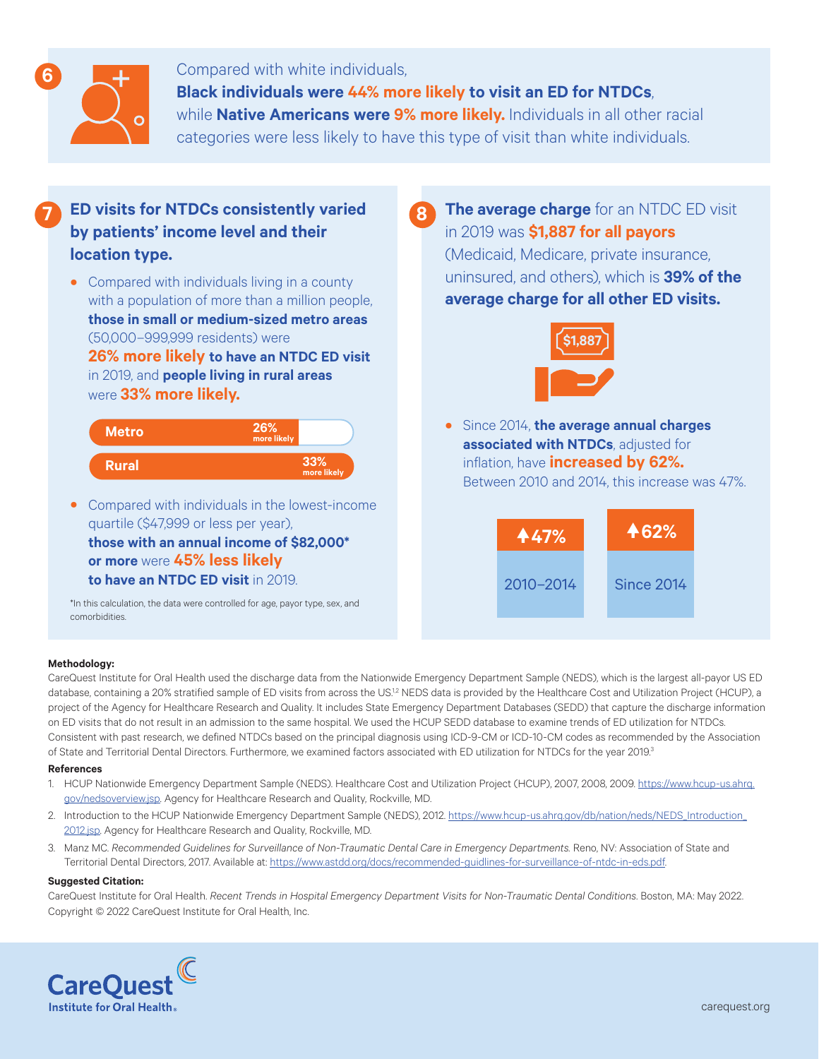**6**

Compared with white individuals, **Black individuals were 44% more likely to visit an ED for NTDCs**, while **Native Americans were 9% more likely.** Individuals in all other racial categories were less likely to have this type of visit than white individuals.

**7**

## ED visits for NTDCs consistently varied by patients' income level and their location type.

- Compared with individuals living in a county with a population of more than a million people, **those in small or medium-sized metro areas** (50,000–999,999 residents) were **26% more likely to have an NTDC ED visit** in 2019, and **people living in rural areas** were **33% more likely.**

Metro 26% more likely
Rural 33% more likely

- Compared with individuals in the lowest-income quartile ($47,999 or less per year), **those with an annual income of $82,000* or more** were **45% less likely to have an NTDC ED visit** in 2019.

*In this calculation, the data were controlled for age, payor type, sex, and comorbidities.

**8**

## The average charge for an NTDC ED visit in 2019 was $1,887 for all payors (Medicaid, Medicare, private insurance, uninsured, and others), which is 39% of the average charge for all other ED visits.

$1,887

- Since 2014, **the average annual charges associated with NTDCs**, adjusted for inflation, have **increased by 62%.** Between 2010 and 2014, this increase was 47%.

↑47% 2010–2014
↑62% Since 2014

**Methodology:**

CareQuest Institute for Oral Health used the discharge data from the Nationwide Emergency Department Sample (NEDS), which is the largest all-payor US ED database, containing a 20% stratified sample of ED visits from across the US.[1,2] NEDS data is provided by the Healthcare Cost and Utilization Project (HCUP), a project of the Agency for Healthcare Research and Quality. It includes State Emergency Department Databases (SEDD) that capture the discharge information on ED visits that do not result in an admission to the same hospital. We used the HCUP SEDD database to examine trends of ED utilization for NTDCs. Consistent with past research, we defined NTDCs based on the principal diagnosis using ICD-9-CM or ICD-10-CM codes as recommended by the Association of State and Territorial Dental Directors. Furthermore, we examined factors associated with ED utilization for NTDCs for the year 2019.[3]

**References**

1. HCUP Nationwide Emergency Department Sample (NEDS). Healthcare Cost and Utilization Project (HCUP), 2007, 2008, 2009. https://www.hcup-us.ahrq.gov/nedsoverview.jsp. Agency for Healthcare Research and Quality, Rockville, MD.
2. Introduction to the HCUP Nationwide Emergency Department Sample (NEDS), 2012. https://www.hcup-us.ahrq.gov/db/nation/neds/NEDS_Introduction_2012.jsp. Agency for Healthcare Research and Quality, Rockville, MD.
3. Manz MC. *Recommended Guidelines for Surveillance of Non-Traumatic Dental Care in Emergency Departments.* Reno, NV: Association of State and Territorial Dental Directors, 2017. Available at: https://www.astdd.org/docs/recommended-guidlines-for-surveillance-of-ntdc-in-eds.pdf.

**Suggested Citation:**

CareQuest Institute for Oral Health. *Recent Trends in Hospital Emergency Department Visits for Non-Traumatic Dental Conditions.* Boston, MA: May 2022. Copyright © 2022 CareQuest Institute for Oral Health, Inc.

CareQuest Institute for Oral Health®

carequest.org